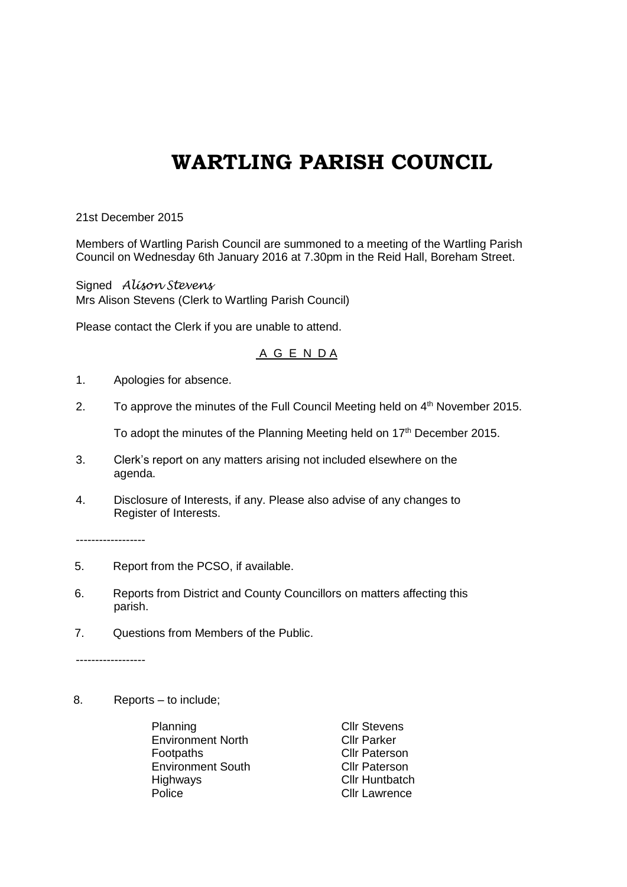# WARTLING PARISH COUNCIL

21st December 2015

Members of Wartling Parish Council are summoned to a meeting of the Wartling Parish Council on Wednesday 6th January 2016 at 7.30pm in the Reid Hall, Boreham Street.

Signed *Alison Stevens*
Mrs Alison Stevens (Clerk to Wartling Parish Council)

Please contact the Clerk if you are unable to attend.

<u>A G E N D A</u>

1. Apologies for absence.

2. To approve the minutes of the Full Council Meeting held on 4th November 2015.

   To adopt the minutes of the Planning Meeting held on 17th December 2015.

3. Clerk's report on any matters arising not included elsewhere on the agenda.

4. Disclosure of Interests, if any. Please also advise of any changes to Register of Interests.

------------------

5. Report from the PCSO, if available.

6. Reports from District and County Councillors on matters affecting this parish.

7. Questions from Members of the Public.

------------------

8. Reports – to include;

| | |
|---|---|
| Planning | Cllr Stevens |
| Environment North | Cllr Parker |
| Footpaths | Cllr Paterson |
| Environment South | Cllr Paterson |
| Highways | Cllr Huntbatch |
| Police | Cllr Lawrence |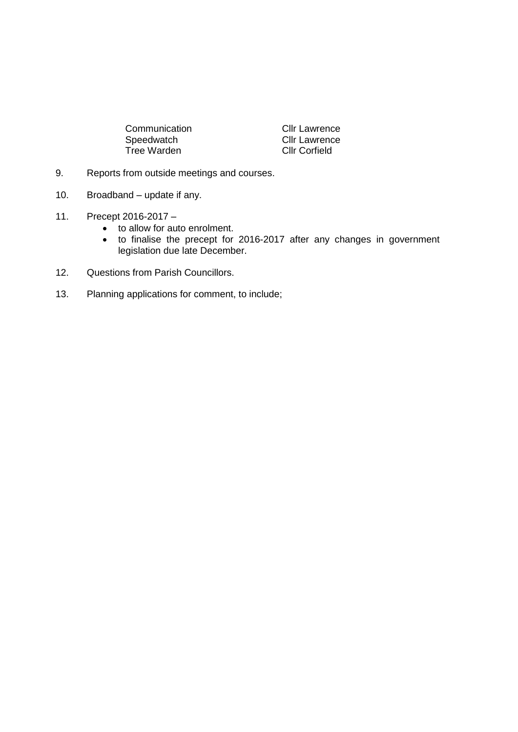| | |
|---|---|
| Communication | Cllr Lawrence |
| Speedwatch | Cllr Lawrence |
| Tree Warden | Cllr Corfield |

9. Reports from outside meetings and courses.

10. Broadband – update if any.

11. Precept 2016-2017 –
    - to allow for auto enrolment.
    - to finalise the precept for 2016-2017 after any changes in government legislation due late December.

12. Questions from Parish Councillors.

13. Planning applications for comment, to include;